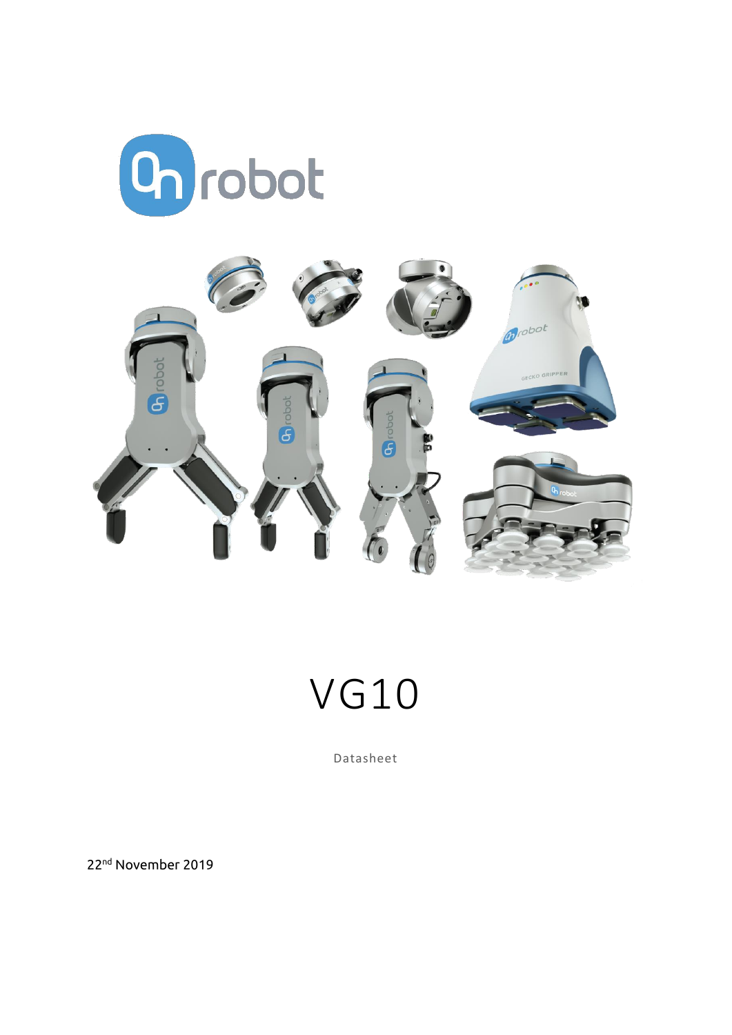# VG10

Datasheet

22nd November 2019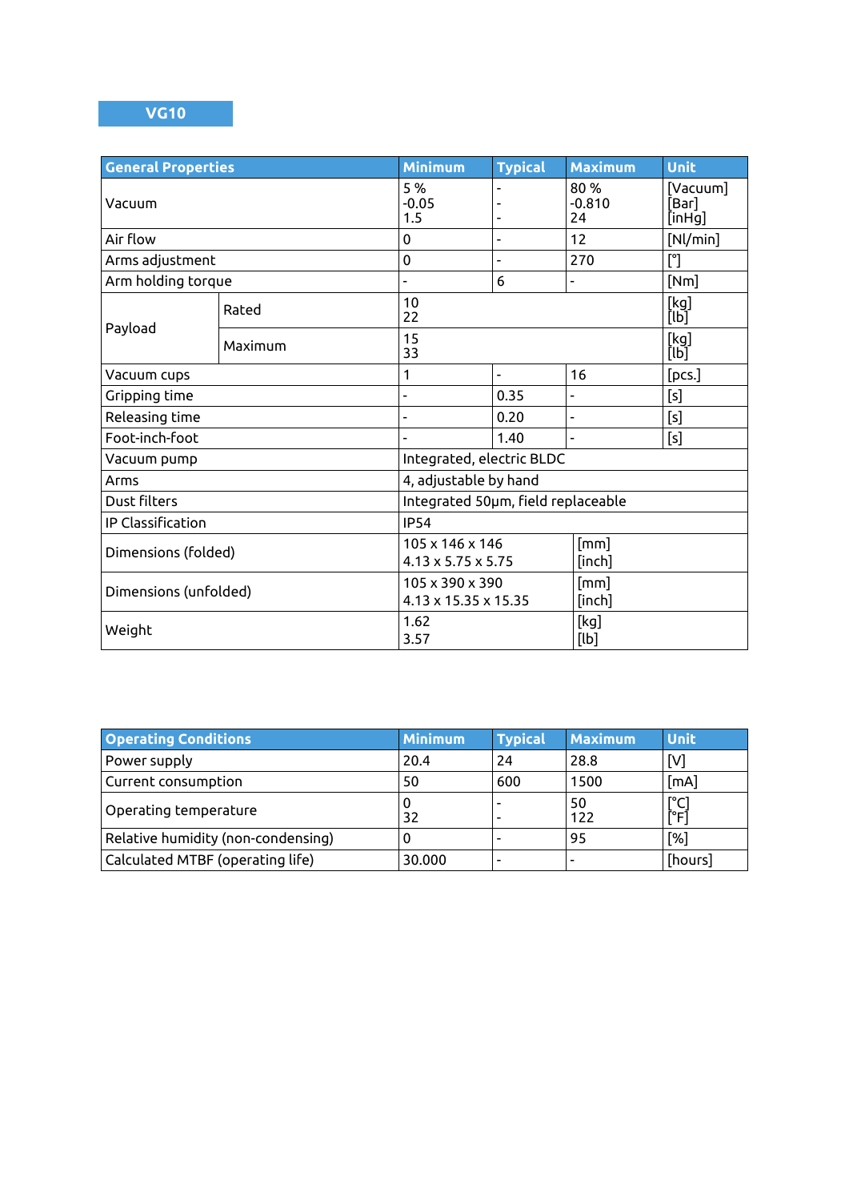## VG10

| General Properties | | Minimum | Typical | Maximum | Unit |
|---|---|---|---|---|---|
| Vacuum | | 5 %<br>-0.05<br>1.5 | -<br>-<br>- | 80 %<br>-0.810<br>24 | [Vacuum]<br>[Bar]<br>[inHg] |
| Air flow | | 0 | - | 12 | [Nl/min] |
| Arms adjustment | | 0 | - | 270 | [°] |
| Arm holding torque | | - | 6 | - | [Nm] |
| Payload | Rated | 10<br>22 | | | [kg]<br>[lb] |
| | Maximum | 15<br>33 | | | [kg]<br>[lb] |
| Vacuum cups | | 1 | - | 16 | [pcs.] |
| Gripping time | | - | 0.35 | - | [s] |
| Releasing time | | - | 0.20 | - | [s] |
| Foot-inch-foot | | - | 1.40 | - | [s] |
| Vacuum pump | | Integrated, electric BLDC | | | |
| Arms | | 4, adjustable by hand | | | |
| Dust filters | | Integrated 50µm, field replaceable | | | |
| IP Classification | | IP54 | | | |
| Dimensions (folded) | | 105 x 146 x 146<br>4.13 x 5.75 x 5.75 | | [mm]<br>[inch] | |
| Dimensions (unfolded) | | 105 x 390 x 390<br>4.13 x 15.35 x 15.35 | | [mm]<br>[inch] | |
| Weight | | 1.62<br>3.57 | | [kg]<br>[lb] | |

| Operating Conditions | Minimum | Typical | Maximum | Unit |
|---|---|---|---|---|
| Power supply | 20.4 | 24 | 28.8 | [V] |
| Current consumption | 50 | 600 | 1500 | [mA] |
| Operating temperature | 0<br>32 | -<br>- | 50<br>122 | [°C]<br>[°F] |
| Relative humidity (non-condensing) | 0 | - | 95 | [%] |
| Calculated MTBF (operating life) | 30.000 | - | - | [hours] |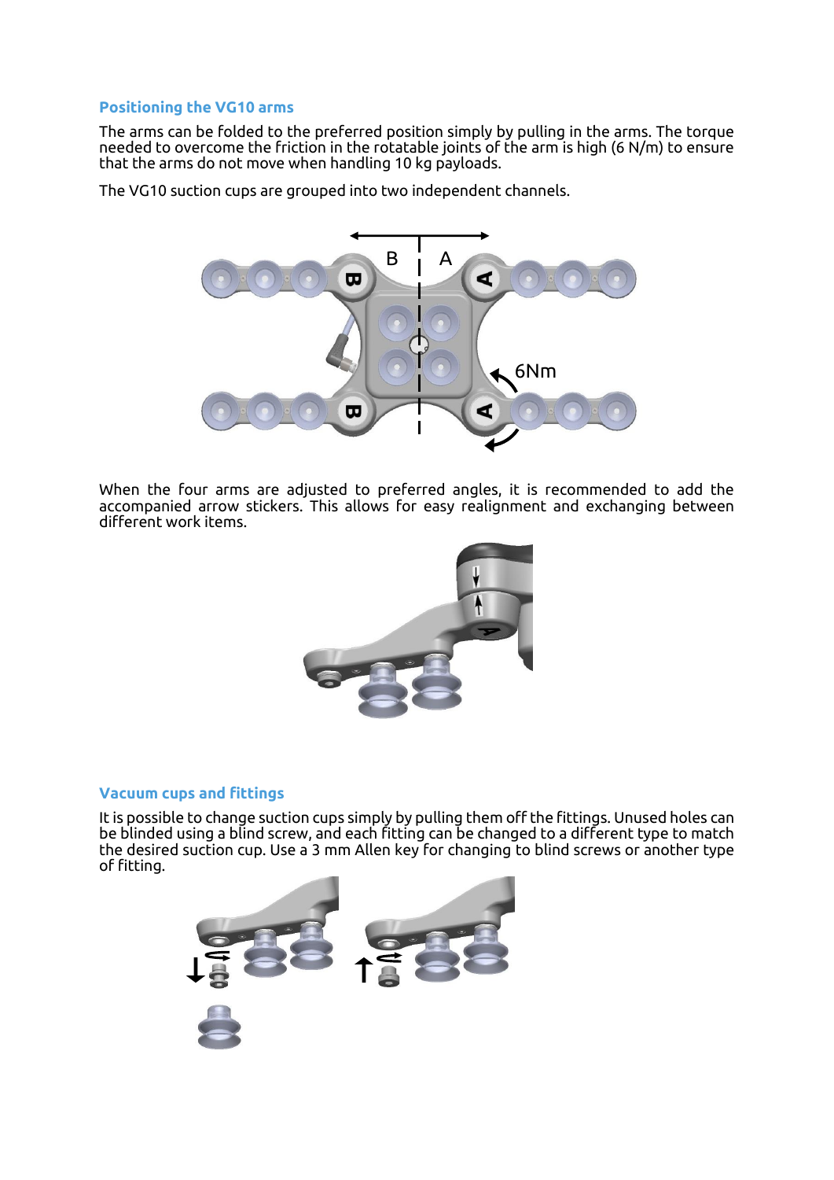## Positioning the VG10 arms

The arms can be folded to the preferred position simply by pulling in the arms. The torque needed to overcome the friction in the rotatable joints of the arm is high (6 N/m) to ensure that the arms do not move when handling 10 kg payloads.

The VG10 suction cups are grouped into two independent channels.

When the four arms are adjusted to preferred angles, it is recommended to add the accompanied arrow stickers. This allows for easy realignment and exchanging between different work items.

## Vacuum cups and fittings

It is possible to change suction cups simply by pulling them off the fittings. Unused holes can be blinded using a blind screw, and each fitting can be changed to a different type to match the desired suction cup. Use a 3 mm Allen key for changing to blind screws or another type of fitting.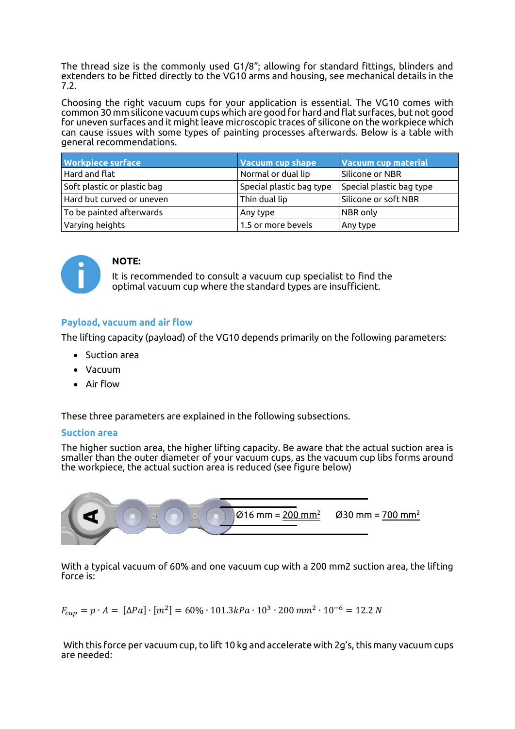The thread size is the commonly used G1/8"; allowing for standard fittings, blinders and extenders to be fitted directly to the VG10 arms and housing, see mechanical details in the 7.2.

Choosing the right vacuum cups for your application is essential. The VG10 comes with common 30 mm silicone vacuum cups which are good for hard and flat surfaces, but not good for uneven surfaces and it might leave microscopic traces of silicone on the workpiece which can cause issues with some types of painting processes afterwards. Below is a table with general recommendations.

| Workpiece surface | Vacuum cup shape | Vacuum cup material |
|---|---|---|
| Hard and flat | Normal or dual lip | Silicone or NBR |
| Soft plastic or plastic bag | Special plastic bag type | Special plastic bag type |
| Hard but curved or uneven | Thin dual lip | Silicone or soft NBR |
| To be painted afterwards | Any type | NBR only |
| Varying heights | 1.5 or more bevels | Any type |

**NOTE:**

It is recommended to consult a vacuum cup specialist to find the optimal vacuum cup where the standard types are insufficient.

## Payload, vacuum and air flow

The lifting capacity (payload) of the VG10 depends primarily on the following parameters:

- Suction area
- Vacuum
- Air flow

These three parameters are explained in the following subsections.

### Suction area

The higher suction area, the higher lifting capacity. Be aware that the actual suction area is smaller than the outer diameter of your vacuum cups, as the vacuum cup libs forms around the workpiece, the actual suction area is reduced (see figure below)

Ø16 mm = 200 mm² Ø30 mm = 700 mm²

With a typical vacuum of 60% and one vacuum cup with a 200 mm2 suction area, the lifting force is:

$$F_{cup} = p \cdot A = [\Delta Pa] \cdot [m^2] = 60\% \cdot 101.3kPa \cdot 10^3 \cdot 200\ mm^2 \cdot 10^{-6} = 12.2\ N$$

With this force per vacuum cup, to lift 10 kg and accelerate with 2g's, this many vacuum cups are needed: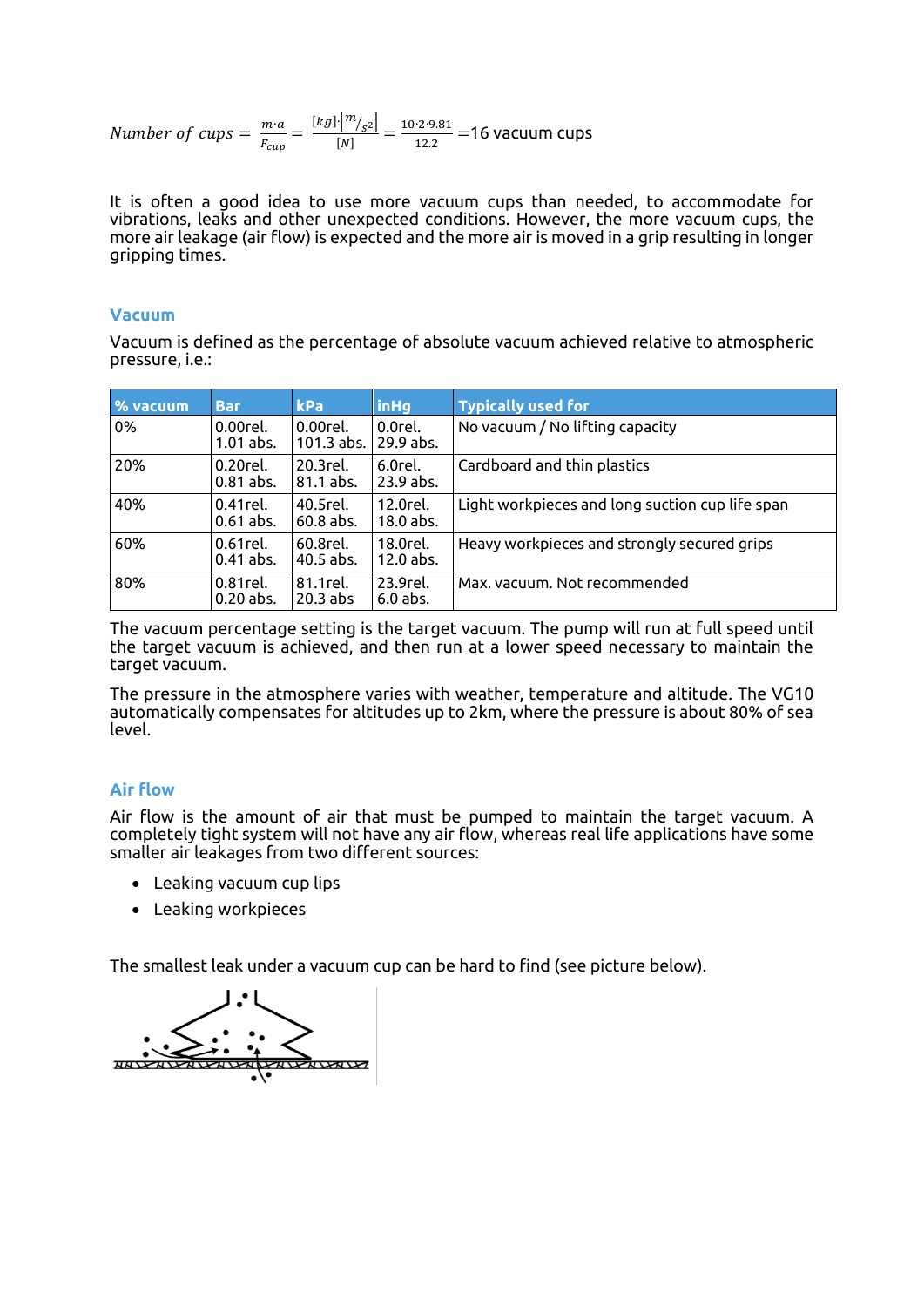$$Number\ of\ cups = \frac{m \cdot a}{F_{cup}} = \frac{[kg] \cdot [m/_{s^2}]}{[N]} = \frac{10 \cdot 2 \cdot 9.81}{12.2} = 16 \text{ vacuum cups}$$

It is often a good idea to use more vacuum cups than needed, to accommodate for vibrations, leaks and other unexpected conditions. However, the more vacuum cups, the more air leakage (air flow) is expected and the more air is moved in a grip resulting in longer gripping times.

### Vacuum

Vacuum is defined as the percentage of absolute vacuum achieved relative to atmospheric pressure, i.e.:

| % vacuum | Bar | kPa | inHg | Typically used for |
|---|---|---|---|---|
| 0% | 0.00rel.<br>1.01 abs. | 0.00rel.<br>101.3 abs. | 0.0rel.<br>29.9 abs. | No vacuum / No lifting capacity |
| 20% | 0.20rel.<br>0.81 abs. | 20.3rel.<br>81.1 abs. | 6.0rel.<br>23.9 abs. | Cardboard and thin plastics |
| 40% | 0.41rel.<br>0.61 abs. | 40.5rel.<br>60.8 abs. | 12.0rel.<br>18.0 abs. | Light workpieces and long suction cup life span |
| 60% | 0.61rel.<br>0.41 abs. | 60.8rel.<br>40.5 abs. | 18.0rel.<br>12.0 abs. | Heavy workpieces and strongly secured grips |
| 80% | 0.81rel.<br>0.20 abs. | 81.1rel.<br>20.3 abs | 23.9rel.<br>6.0 abs. | Max. vacuum. Not recommended |

The vacuum percentage setting is the target vacuum. The pump will run at full speed until the target vacuum is achieved, and then run at a lower speed necessary to maintain the target vacuum.

The pressure in the atmosphere varies with weather, temperature and altitude. The VG10 automatically compensates for altitudes up to 2km, where the pressure is about 80% of sea level.

### Air flow

Air flow is the amount of air that must be pumped to maintain the target vacuum. A completely tight system will not have any air flow, whereas real life applications have some smaller air leakages from two different sources:

- Leaking vacuum cup lips
- Leaking workpieces

The smallest leak under a vacuum cup can be hard to find (see picture below).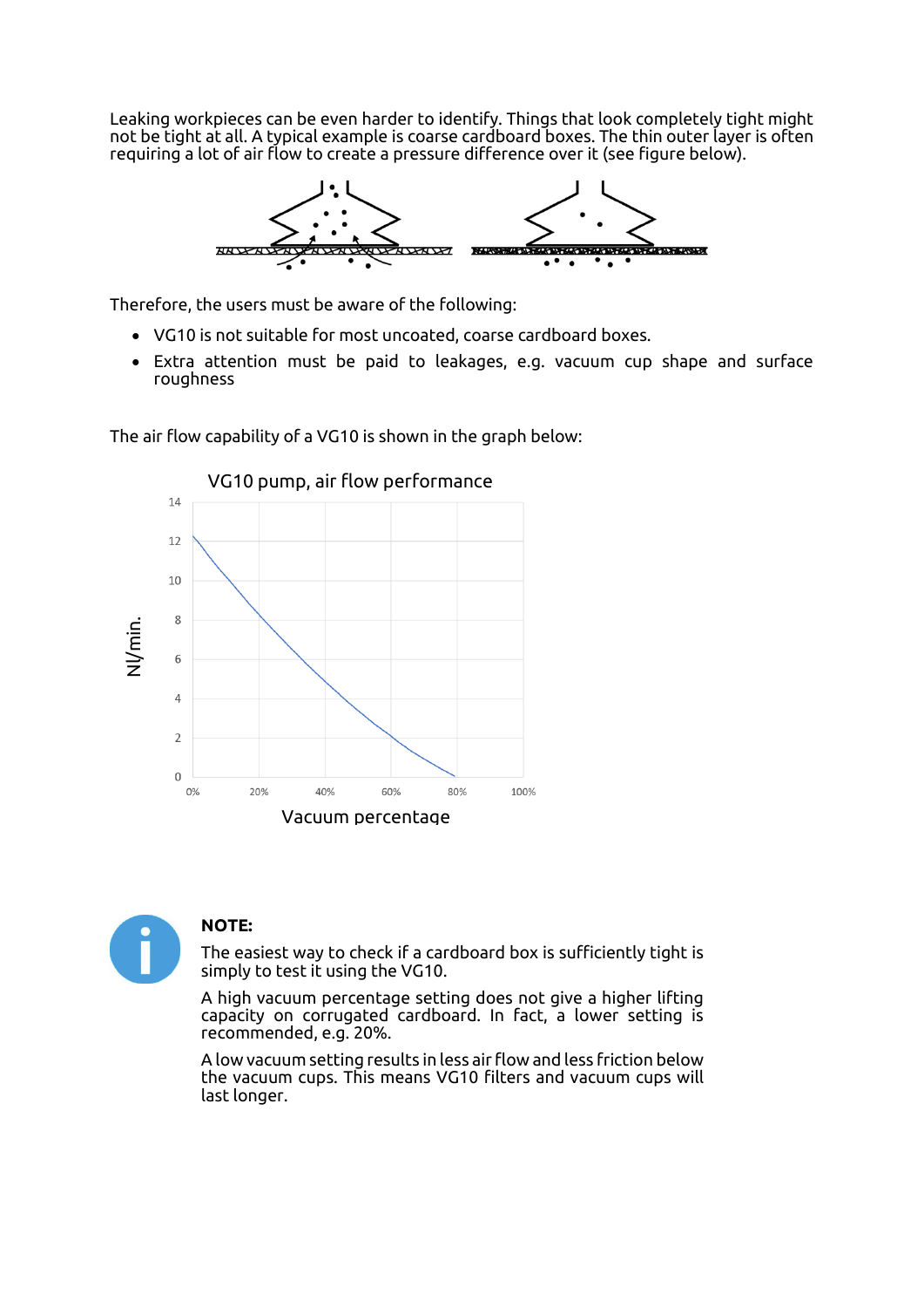Leaking workpieces can be even harder to identify. Things that look completely tight might not be tight at all. A typical example is coarse cardboard boxes. The thin outer layer is often requiring a lot of air flow to create a pressure difference over it (see figure below).

Therefore, the users must be aware of the following:

- VG10 is not suitable for most uncoated, coarse cardboard boxes.
- Extra attention must be paid to leakages, e.g. vacuum cup shape and surface roughness

The air flow capability of a VG10 is shown in the graph below:

VG10 pump, air flow performance

**NOTE:**

The easiest way to check if a cardboard box is sufficiently tight is simply to test it using the VG10.

A high vacuum percentage setting does not give a higher lifting capacity on corrugated cardboard. In fact, a lower setting is recommended, e.g. 20%.

A low vacuum setting results in less air flow and less friction below the vacuum cups. This means VG10 filters and vacuum cups will last longer.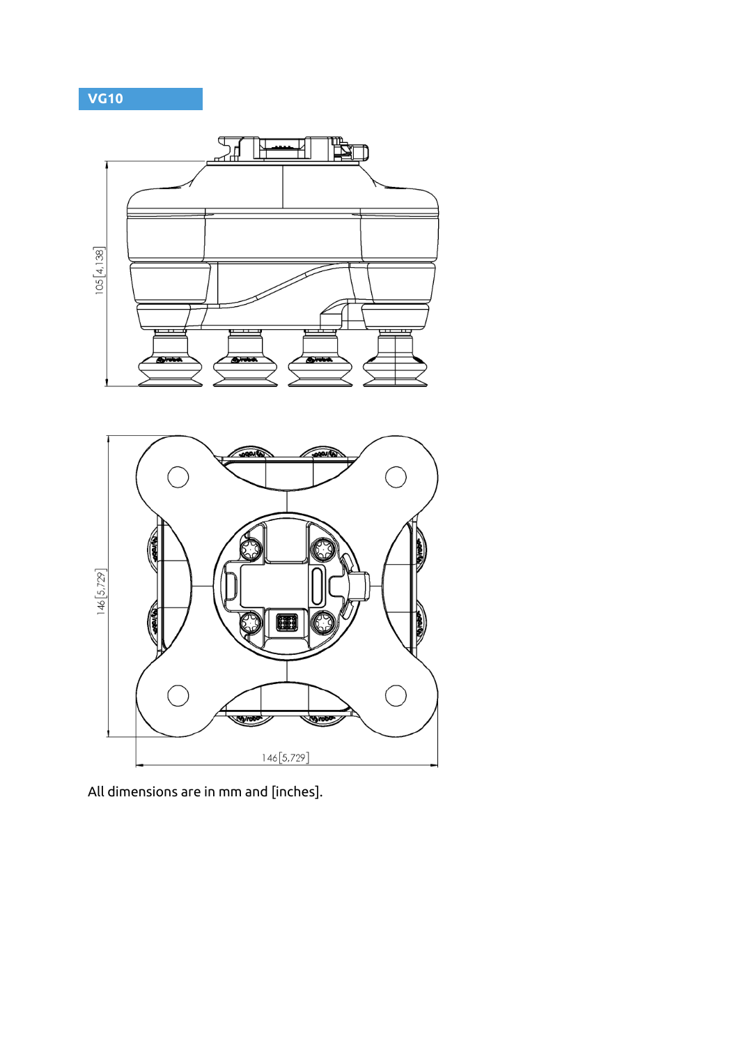## VG10

All dimensions are in mm and [inches].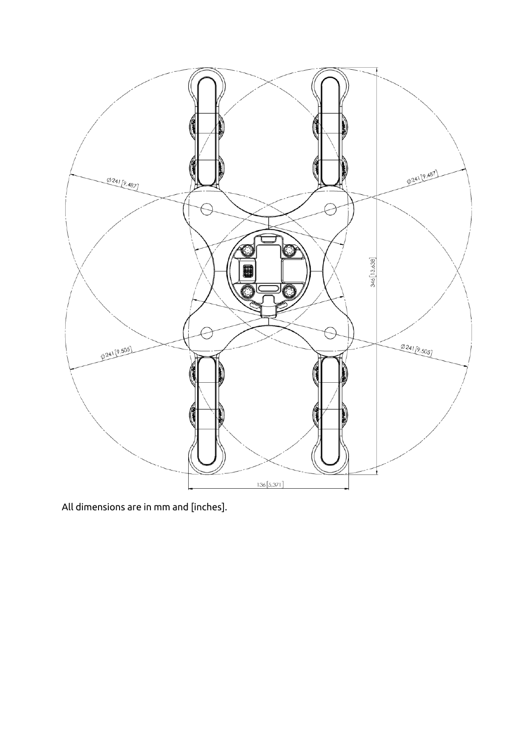Ø241 [9.487]

Ø241 [9.487]

346 [13.638]

Ø241 [9.505]

Ø241 [9.505]

136 [5.371]

All dimensions are in mm and [inches].